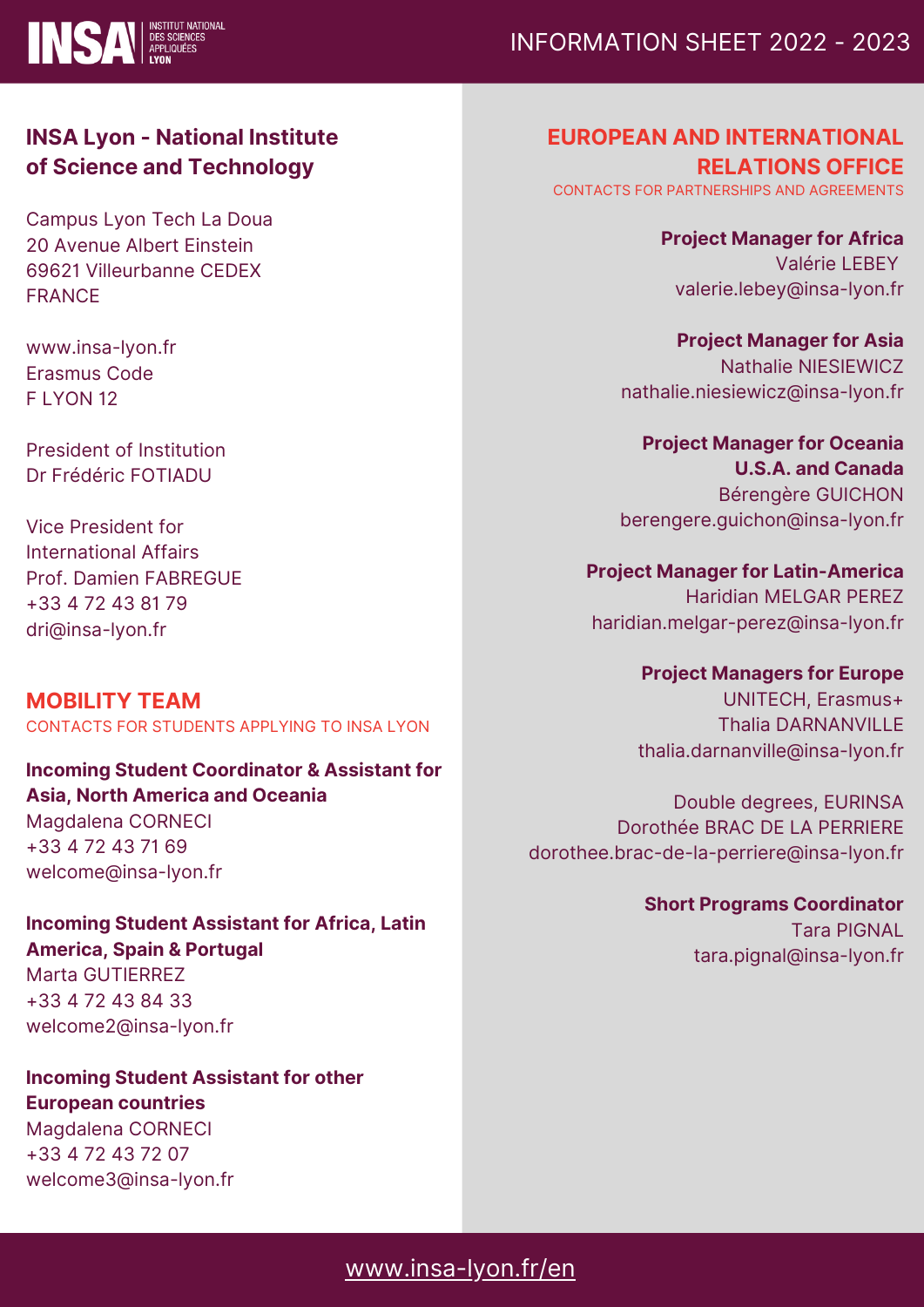# INFORMATION SHEET 2022 - 2023

## INSA Lyon - National Institute of Science and Technology

Campus Lyon Tech La Doua
20 Avenue Albert Einstein
69621 Villeurbanne CEDEX
FRANCE

www.insa-lyon.fr
Erasmus Code
F LYON 12

President of Institution
Dr Frédéric FOTIADU

Vice President for International Affairs
Prof. Damien FABREGUE
+33 4 72 43 81 79
dri@insa-lyon.fr

## MOBILITY TEAM

CONTACTS FOR STUDENTS APPLYING TO INSA LYON

**Incoming Student Coordinator & Assistant for Asia, North America and Oceania**
Magdalena CORNECI
+33 4 72 43 71 69
welcome@insa-lyon.fr

**Incoming Student Assistant for Africa, Latin America, Spain & Portugal**
Marta GUTIERREZ
+33 4 72 43 84 33
welcome2@insa-lyon.fr

**Incoming Student Assistant for other European countries**
Magdalena CORNECI
+33 4 72 43 72 07
welcome3@insa-lyon.fr

## EUROPEAN AND INTERNATIONAL RELATIONS OFFICE

CONTACTS FOR PARTNERSHIPS AND AGREEMENTS

**Project Manager for Africa**
Valérie LEBEY
valerie.lebey@insa-lyon.fr

**Project Manager for Asia**
Nathalie NIESIEWICZ
nathalie.niesiewicz@insa-lyon.fr

**Project Manager for Oceania U.S.A. and Canada**
Bérengère GUICHON
berengere.guichon@insa-lyon.fr

**Project Manager for Latin-America**
Haridian MELGAR PEREZ
haridian.melgar-perez@insa-lyon.fr

**Project Managers for Europe**
UNITECH, Erasmus+
Thalia DARNANVILLE
thalia.darnanville@insa-lyon.fr

Double degrees, EURINSA
Dorothée BRAC DE LA PERRIERE
dorothee.brac-de-la-perriere@insa-lyon.fr

**Short Programs Coordinator**
Tara PIGNAL
tara.pignal@insa-lyon.fr

www.insa-lyon.fr/en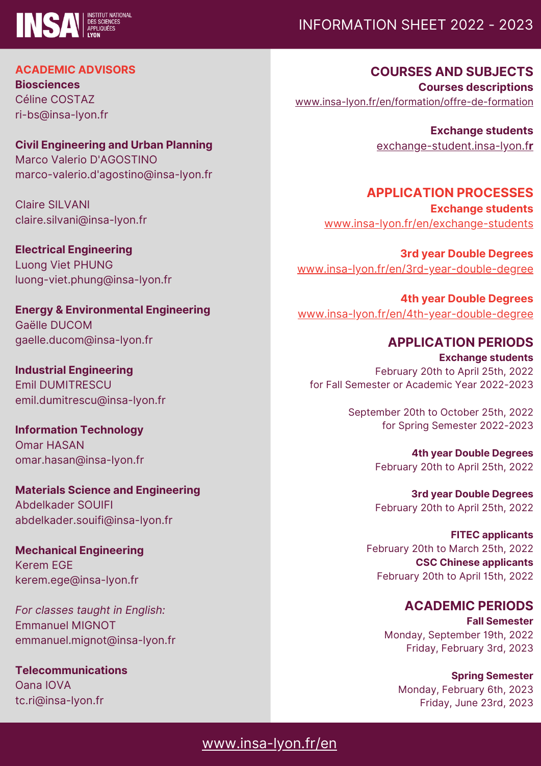# INFORMATION SHEET 2022 - 2023

## ACADEMIC ADVISORS

**Biosciences**
Céline COSTAZ
ri-bs@insa-lyon.fr

**Civil Engineering and Urban Planning**
Marco Valerio D'AGOSTINO
marco-valerio.d'agostino@insa-lyon.fr

Claire SILVANI
claire.silvani@insa-lyon.fr

**Electrical Engineering**
Luong Viet PHUNG
luong-viet.phung@insa-lyon.fr

**Energy & Environmental Engineering**
Gaëlle DUCOM
gaelle.ducom@insa-lyon.fr

**Industrial Engineering**
Emil DUMITRESCU
emil.dumitrescu@insa-lyon.fr

**Information Technology**
Omar HASAN
omar.hasan@insa-lyon.fr

**Materials Science and Engineering**
Abdelkader SOUIFI
abdelkader.souifi@insa-lyon.fr

**Mechanical Engineering**
Kerem EGE
kerem.ege@insa-lyon.fr

*For classes taught in English:*
Emmanuel MIGNOT
emmanuel.mignot@insa-lyon.fr

**Telecommunications**
Oana IOVA
tc.ri@insa-lyon.fr

## COURSES AND SUBJECTS

**Courses descriptions**
www.insa-lyon.fr/en/formation/offre-de-formation

**Exchange students**
exchange-student.insa-lyon.fr

## APPLICATION PROCESSES

**Exchange students**
www.insa-lyon.fr/en/exchange-students

**3rd year Double Degrees**
www.insa-lyon.fr/en/3rd-year-double-degree

**4th year Double Degrees**
www.insa-lyon.fr/en/4th-year-double-degree

## APPLICATION PERIODS

**Exchange students**
February 20th to April 25th, 2022
for Fall Semester or Academic Year 2022-2023

September 20th to October 25th, 2022
for Spring Semester 2022-2023

**4th year Double Degrees**
February 20th to April 25th, 2022

**3rd year Double Degrees**
February 20th to April 25th, 2022

**FITEC applicants**
February 20th to March 25th, 2022

**CSC Chinese applicants**
February 20th to April 15th, 2022

## ACADEMIC PERIODS

**Fall Semester**
Monday, September 19th, 2022
Friday, February 3rd, 2023

**Spring Semester**
Monday, February 6th, 2023
Friday, June 23rd, 2023

www.insa-lyon.fr/en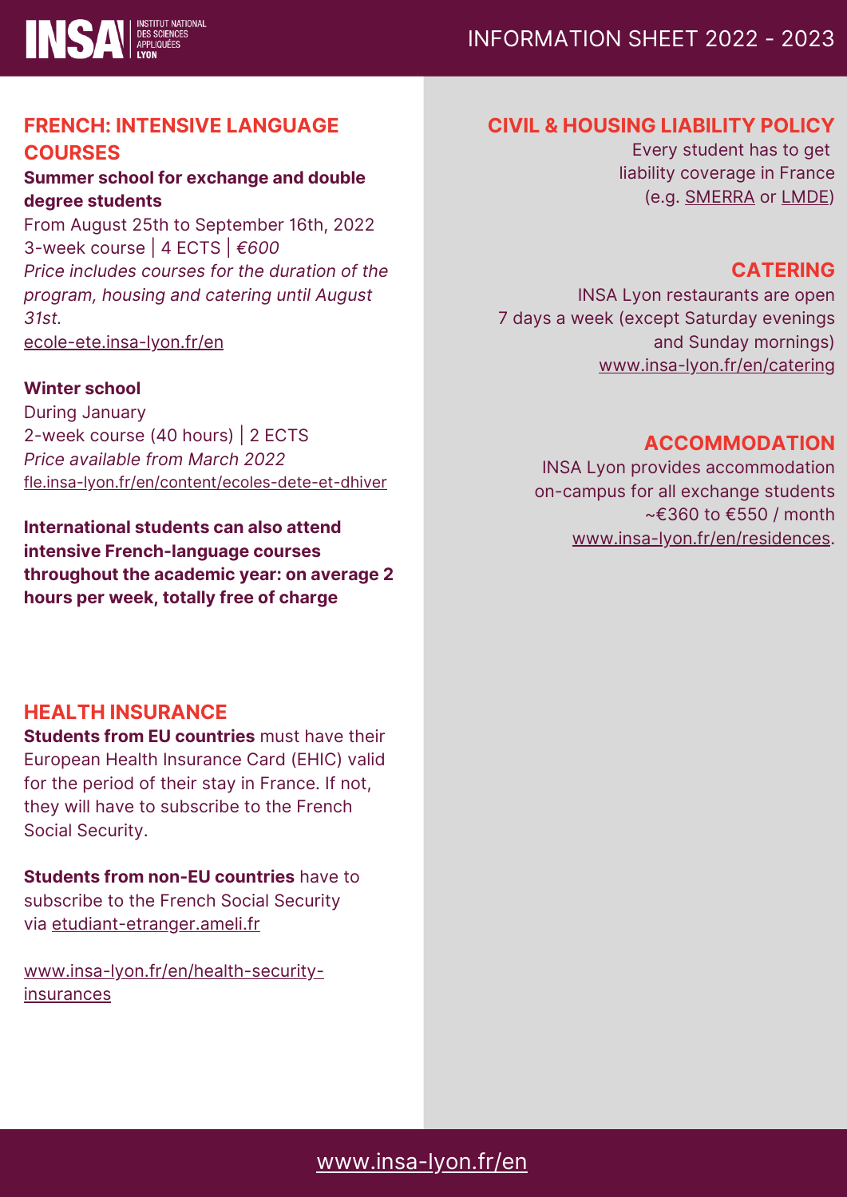## FRENCH: INTENSIVE LANGUAGE COURSES

**Summer school for exchange and double degree students**

From August 25th to September 16th, 2022
3-week course | 4 ECTS | *€600*
*Price includes courses for the duration of the program, housing and catering until August 31st.*
ecole-ete.insa-lyon.fr/en

**Winter school**

During January
2-week course (40 hours) | 2 ECTS
*Price available from March 2022*
fle.insa-lyon.fr/en/content/ecoles-dete-et-dhiver

**International students can also attend intensive French-language courses throughout the academic year: on average 2 hours per week, totally free of charge**

## HEALTH INSURANCE

**Students from EU countries** must have their European Health Insurance Card (EHIC) valid for the period of their stay in France. If not, they will have to subscribe to the French Social Security.

**Students from non-EU countries** have to subscribe to the French Social Security via etudiant-etranger.ameli.fr

www.insa-lyon.fr/en/health-security-insurances

## CIVIL & HOUSING LIABILITY POLICY

Every student has to get liability coverage in France (e.g. SMERRA or LMDE)

## CATERING

INSA Lyon restaurants are open 7 days a week (except Saturday evenings and Sunday mornings)
www.insa-lyon.fr/en/catering

## ACCOMMODATION

INSA Lyon provides accommodation on-campus for all exchange students
~€360 to €550 / month
www.insa-lyon.fr/en/residences.